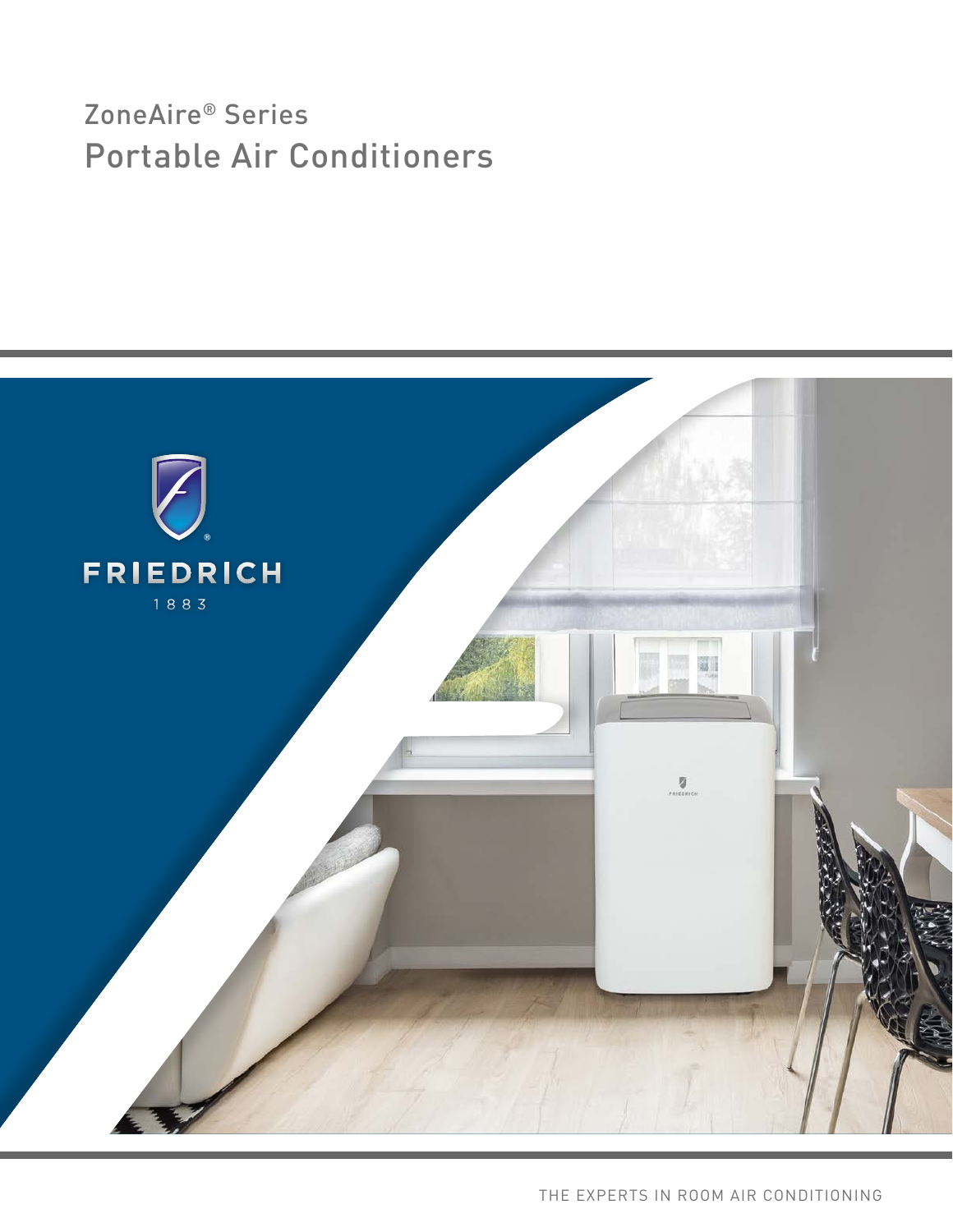# ZoneAire® Series

# Portable Air Conditioners

FRIEDRICH

1883

THE EXPERTS IN ROOM AIR CONDITIONING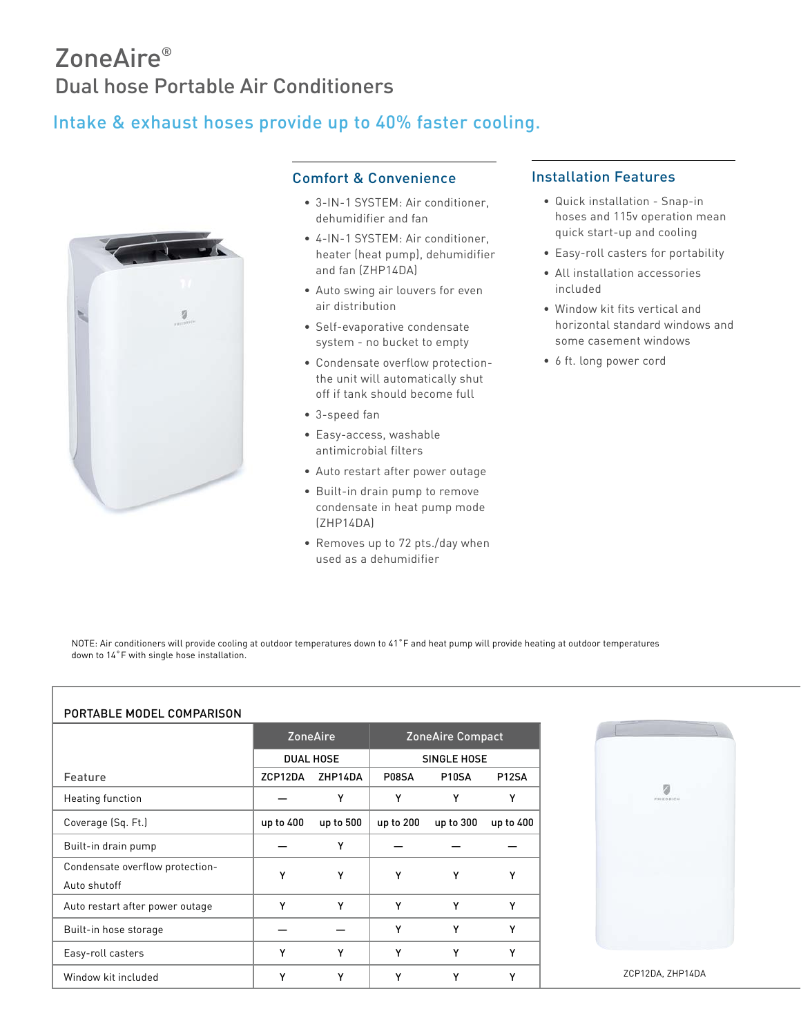# ZoneAire®

## Dual hose Portable Air Conditioners

### Intake & exhaust hoses provide up to 40% faster cooling.

### Comfort & Convenience

- 3-IN-1 SYSTEM: Air conditioner, dehumidifier and fan
- 4-IN-1 SYSTEM: Air conditioner, heater (heat pump), dehumidifier and fan (ZHP14DA)
- Auto swing air louvers for even air distribution
- Self-evaporative condensate system - no bucket to empty
- Condensate overflow protection- the unit will automatically shut off if tank should become full
- 3-speed fan
- Easy-access, washable antimicrobial filters
- Auto restart after power outage
- Built-in drain pump to remove condensate in heat pump mode (ZHP14DA)
- Removes up to 72 pts./day when used as a dehumidifier

### Installation Features

- Quick installation - Snap-in hoses and 115v operation mean quick start-up and cooling
- Easy-roll casters for portability
- All installation accessories included
- Window kit fits vertical and horizontal standard windows and some casement windows
- 6 ft. long power cord

NOTE: Air conditioners will provide cooling at outdoor temperatures down to 41˚F and heat pump will provide heating at outdoor temperatures down to 14˚F with single hose installation.

PORTABLE MODEL COMPARISON

| | ZoneAire | | ZoneAire Compact | | |
|---|---|---|---|---|---|
| | DUAL HOSE | | SINGLE HOSE | | |
| Feature | ZCP12DA | ZHP14DA | P08SA | P10SA | P12SA |
| Heating function | — | Y | Y | Y | Y |
| Coverage (Sq. Ft.) | up to 400 | up to 500 | up to 200 | up to 300 | up to 400 |
| Built-in drain pump | — | Y | — | — | — |
| Condensate overflow protection- Auto shutoff | Y | Y | Y | Y | Y |
| Auto restart after power outage | Y | Y | Y | Y | Y |
| Built-in hose storage | — | — | Y | Y | Y |
| Easy-roll casters | Y | Y | Y | Y | Y |
| Window kit included | Y | Y | Y | Y | Y |

ZCP12DA, ZHP14DA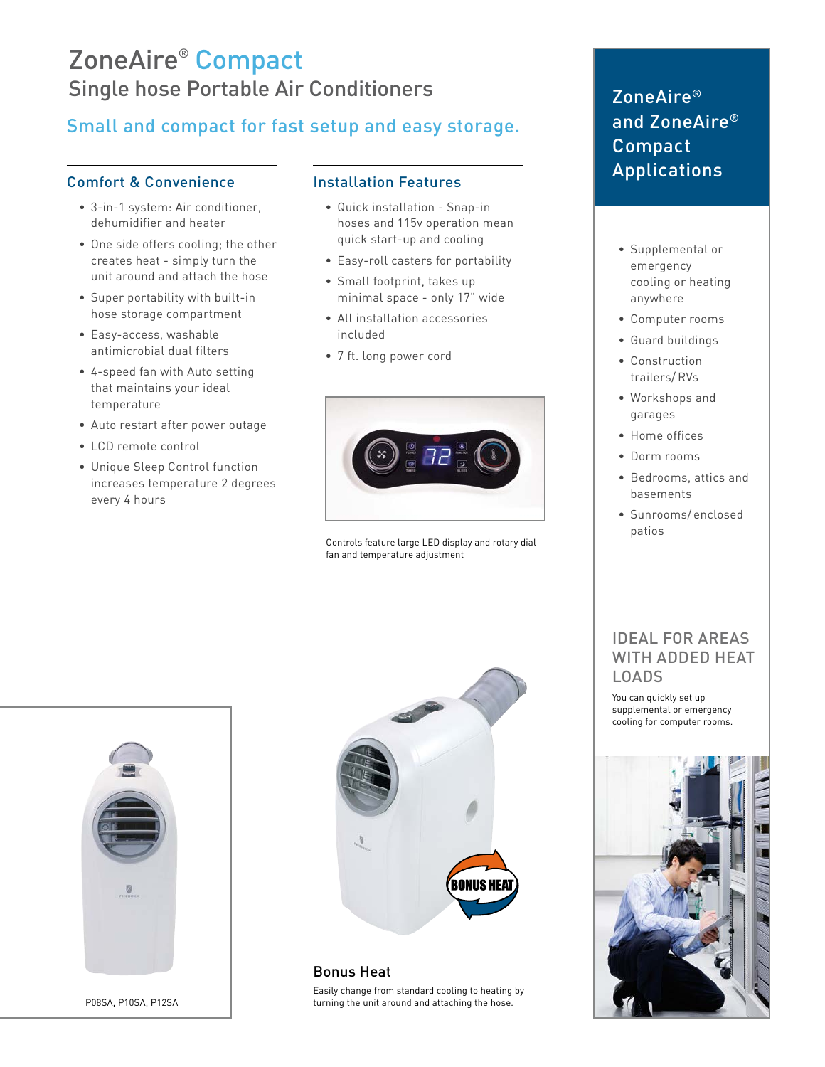# ZoneAire® Compact

## Single hose Portable Air Conditioners

### Small and compact for fast setup and easy storage.

### Comfort & Convenience

- 3-in-1 system: Air conditioner, dehumidifier and heater
- One side offers cooling; the other creates heat - simply turn the unit around and attach the hose
- Super portability with built-in hose storage compartment
- Easy-access, washable antimicrobial dual filters
- 4-speed fan with Auto setting that maintains your ideal temperature
- Auto restart after power outage
- LCD remote control
- Unique Sleep Control function increases temperature 2 degrees every 4 hours

### Installation Features

- Quick installation - Snap-in hoses and 115v operation mean quick start-up and cooling
- Easy-roll casters for portability
- Small footprint, takes up minimal space - only 17" wide
- All installation accessories included
- 7 ft. long power cord

Controls feature large LED display and rotary dial fan and temperature adjustment

P08SA, P10SA, P12SA

### Bonus Heat

Easily change from standard cooling to heating by turning the unit around and attaching the hose.

## ZoneAire® and ZoneAire® Compact Applications

- Supplemental or emergency cooling or heating anywhere
- Computer rooms
- Guard buildings
- Construction trailers/ RVs
- Workshops and garages
- Home offices
- Dorm rooms
- Bedrooms, attics and basements
- Sunrooms/ enclosed patios

### IDEAL FOR AREAS WITH ADDED HEAT LOADS

You can quickly set up supplemental or emergency cooling for computer rooms.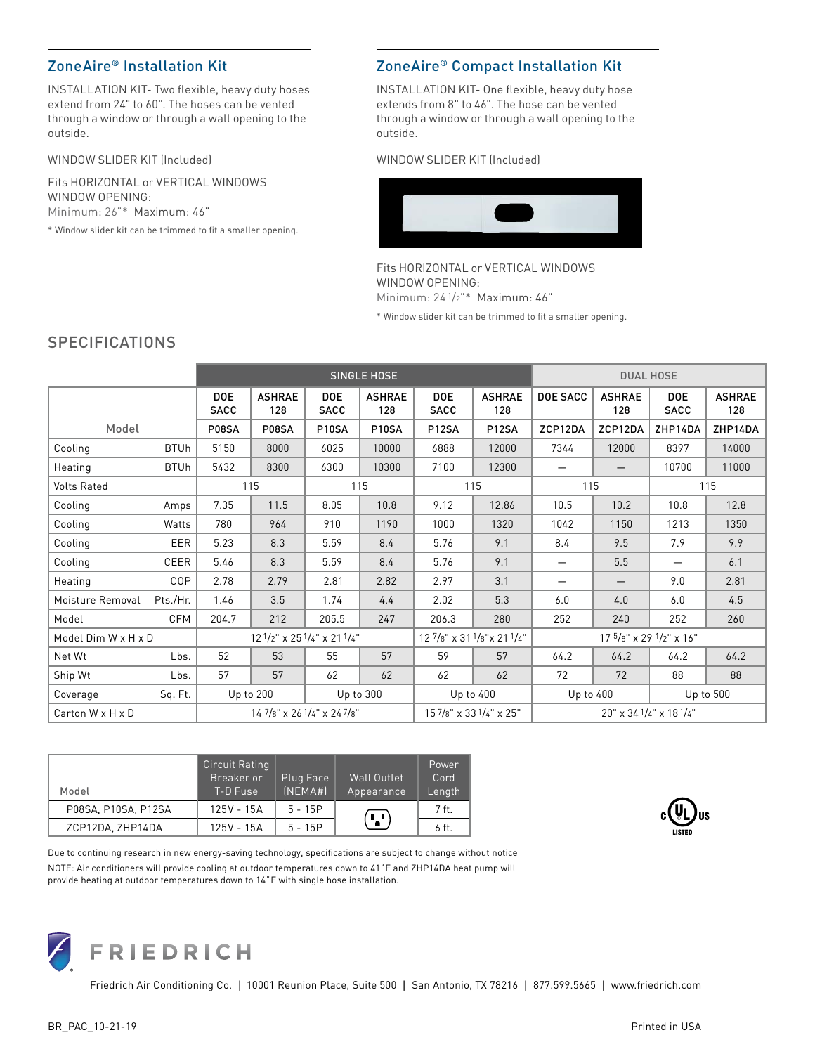## ZoneAire® Installation Kit

INSTALLATION KIT- Two flexible, heavy duty hoses extend from 24" to 60". The hoses can be vented through a window or through a wall opening to the outside.

WINDOW SLIDER KIT (Included)

Fits HORIZONTAL or VERTICAL WINDOWS
WINDOW OPENING:
Minimum: 26"* Maximum: 46"

* Window slider kit can be trimmed to fit a smaller opening.

## ZoneAire® Compact Installation Kit

INSTALLATION KIT- One flexible, heavy duty hose extends from 8" to 46". The hose can be vented through a window or through a wall opening to the outside.

WINDOW SLIDER KIT (Included)

Fits HORIZONTAL or VERTICAL WINDOWS
WINDOW OPENING:
Minimum: 24 1/2"* Maximum: 46"

* Window slider kit can be trimmed to fit a smaller opening.

## SPECIFICATIONS

| | | SINGLE HOSE | | | | | | DUAL HOSE | | | |
|---|---|---|---|---|---|---|---|---|---|---|---|
| | | DOE SACC | ASHRAE 128 | DOE SACC | ASHRAE 128 | DOE SACC | ASHRAE 128 | DOE SACC | ASHRAE 128 | DOE SACC | ASHRAE 128 |
| Model | | P08SA | P08SA | P10SA | P10SA | P12SA | P12SA | ZCP12DA | ZCP12DA | ZHP14DA | ZHP14DA |
| Cooling | BTUh | 5150 | 8000 | 6025 | 10000 | 6888 | 12000 | 7344 | 12000 | 8397 | 14000 |
| Heating | BTUh | 5432 | 8300 | 6300 | 10300 | 7100 | 12300 | — | — | 10700 | 11000 |
| Volts Rated | | 115 | | 115 | | 115 | | 115 | | 115 | |
| Cooling | Amps | 7.35 | 11.5 | 8.05 | 10.8 | 9.12 | 12.86 | 10.5 | 10.2 | 10.8 | 12.8 |
| Cooling | Watts | 780 | 964 | 910 | 1190 | 1000 | 1320 | 1042 | 1150 | 1213 | 1350 |
| Cooling | EER | 5.23 | 8.3 | 5.59 | 8.4 | 5.76 | 9.1 | 8.4 | 9.5 | 7.9 | 9.9 |
| Cooling | CEER | 5.46 | 8.3 | 5.59 | 8.4 | 5.76 | 9.1 | — | 5.5 | — | 6.1 |
| Heating | COP | 2.78 | 2.79 | 2.81 | 2.82 | 2.97 | 3.1 | — | — | 9.0 | 2.81 |
| Moisture Removal | Pts./Hr. | 1.46 | 3.5 | 1.74 | 4.4 | 2.02 | 5.3 | 6.0 | 4.0 | 6.0 | 4.5 |
| Model | CFM | 204.7 | 212 | 205.5 | 247 | 206.3 | 280 | 252 | 240 | 252 | 260 |
| Model Dim W x H x D | | 12 1/2" x 25 1/4" x 21 1/4" | | | | 12 7/8" x 31 1/8" x 21 1/4" | | 17 5/8" x 29 1/2" x 16" | | | |
| Net Wt | Lbs. | 52 | 53 | 55 | 57 | 59 | 57 | 64.2 | 64.2 | 64.2 | 64.2 |
| Ship Wt | Lbs. | 57 | 57 | 62 | 62 | 62 | 62 | 72 | 72 | 88 | 88 |
| Coverage | Sq. Ft. | Up to 200 | | Up to 300 | | Up to 400 | | Up to 400 | | Up to 500 | |
| Carton W x H x D | | 14 7/8" x 26 1/4" x 24 7/8" | | | | 15 7/8" x 33 1/4" x 25" | | 20" x 34 1/4" x 18 1/4" | | | |

| Model | Circuit Rating Breaker or T-D Fuse | Plug Face (NEMA#) | Wall Outlet Appearance | Power Cord Length |
|---|---|---|---|---|
| P08SA, P10SA, P12SA | 125V - 15A | 5 - 15P | | 7 ft. |
| ZCP12DA, ZHP14DA | 125V - 15A | 5 - 15P | | 6 ft. |

Due to continuing research in new energy-saving technology, specifications are subject to change without notice

NOTE: Air conditioners will provide cooling at outdoor temperatures down to 41˚F and ZHP14DA heat pump will provide heating at outdoor temperatures down to 14˚F with single hose installation.

c UL us LISTED

FRIEDRICH

Friedrich Air Conditioning Co. | 10001 Reunion Place, Suite 500 | San Antonio, TX 78216 | 877.599.5665 | www.friedrich.com

BR_PAC_10-21-19

Printed in USA